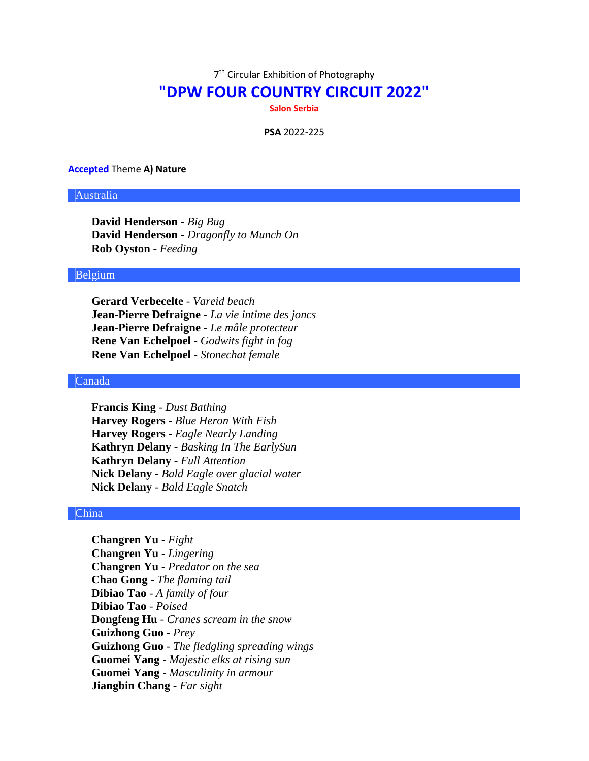7th Circular Exhibition of Photography

# "DPW FOUR COUNTRY CIRCUIT 2022"

**Salon Serbia**

**PSA** 2022-225

**Accepted** Theme **A) Nature**

## Australia

**David Henderson** - *Big Bug*
**David Henderson** - *Dragonfly to Munch On*
**Rob Oyston** - *Feeding*

## Belgium

**Gerard Verbecelte** - *Vareid beach*
**Jean-Pierre Defraigne** - *La vie intime des joncs*
**Jean-Pierre Defraigne** - *Le mâle protecteur*
**Rene Van Echelpoel** - *Godwits fight in fog*
**Rene Van Echelpoel** - *Stonechat female*

## Canada

**Francis King** - *Dust Bathing*
**Harvey Rogers** - *Blue Heron With Fish*
**Harvey Rogers** - *Eagle Nearly Landing*
**Kathryn Delany** - *Basking In The EarlySun*
**Kathryn Delany** - *Full Attention*
**Nick Delany** - *Bald Eagle over glacial water*
**Nick Delany** - *Bald Eagle Snatch*

## China

**Changren Yu** - *Fight*
**Changren Yu** - *Lingering*
**Changren Yu** - *Predator on the sea*
**Chao Gong** - *The flaming tail*
**Dibiao Tao** - *A family of four*
**Dibiao Tao** - *Poised*
**Dongfeng Hu** - *Cranes scream in the snow*
**Guizhong Guo** - *Prey*
**Guizhong Guo** - *The fledgling spreading wings*
**Guomei Yang** - *Majestic elks at rising sun*
**Guomei Yang** - *Masculinity in armour*
**Jiangbin Chang** - *Far sight*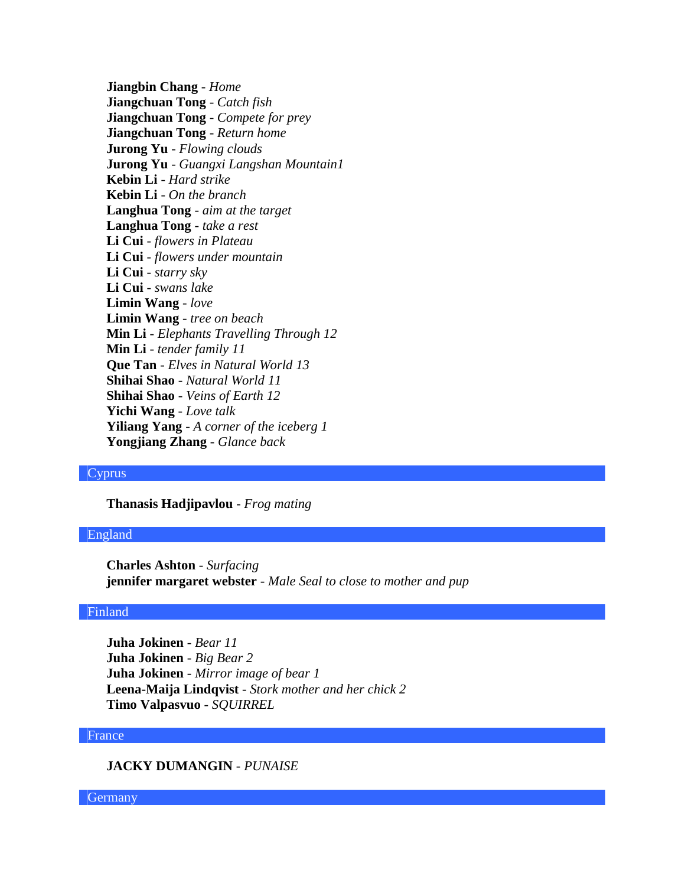**Jiangbin Chang** - *Home*
**Jiangchuan Tong** - *Catch fish*
**Jiangchuan Tong** - *Compete for prey*
**Jiangchuan Tong** - *Return home*
**Jurong Yu** - *Flowing clouds*
**Jurong Yu** - *Guangxi Langshan Mountain1*
**Kebin Li** - *Hard strike*
**Kebin Li** - *On the branch*
**Langhua Tong** - *aim at the target*
**Langhua Tong** - *take a rest*
**Li Cui** - *flowers in Plateau*
**Li Cui** - *flowers under mountain*
**Li Cui** - *starry sky*
**Li Cui** - *swans lake*
**Limin Wang** - *love*
**Limin Wang** - *tree on beach*
**Min Li** - *Elephants Travelling Through 12*
**Min Li** - *tender family 11*
**Que Tan** - *Elves in Natural World 13*
**Shihai Shao** - *Natural World 11*
**Shihai Shao** - *Veins of Earth 12*
**Yichi Wang** - *Love talk*
**Yiliang Yang** - *A corner of the iceberg 1*
**Yongjiang Zhang** - *Glance back*

## Cyprus

**Thanasis Hadjipavlou** - *Frog mating*

## England

**Charles Ashton** - *Surfacing*
**jennifer margaret webster** - *Male Seal to close to mother and pup*

## Finland

**Juha Jokinen** - *Bear 11*
**Juha Jokinen** - *Big Bear 2*
**Juha Jokinen** - *Mirror image of bear 1*
**Leena-Maija Lindqvist** - *Stork mother and her chick 2*
**Timo Valpasvuo** - *SQUIRREL*

## France

**JACKY DUMANGIN** - *PUNAISE*

## Germany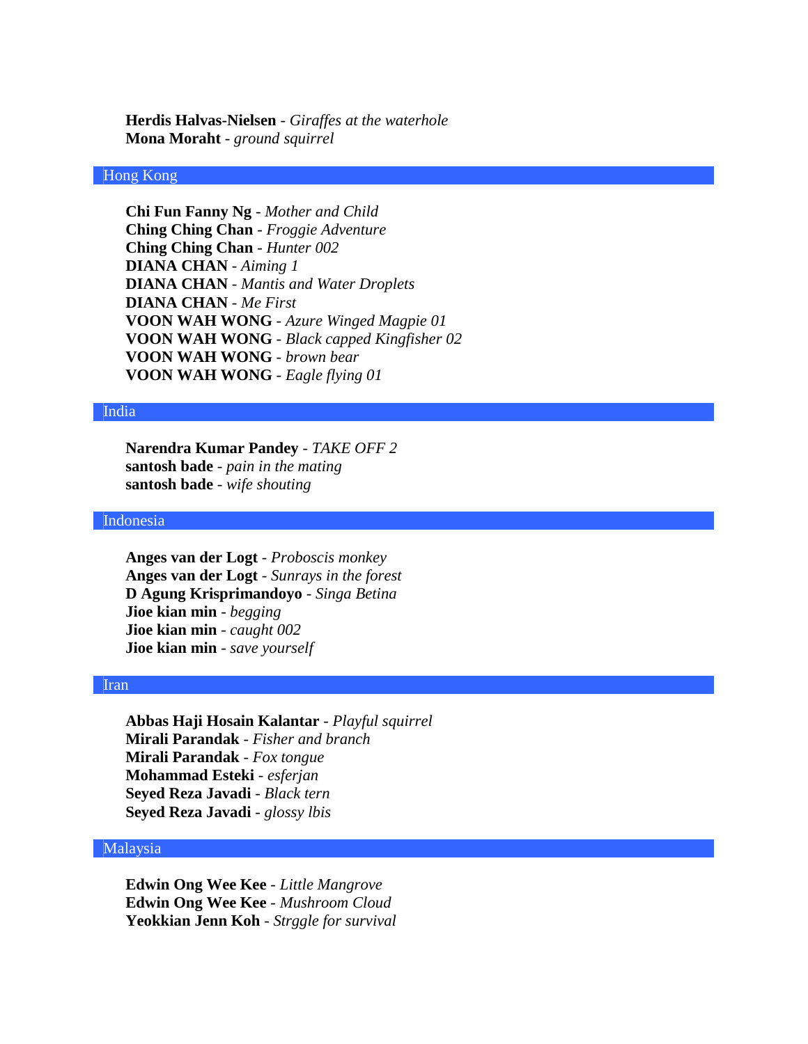**Herdis Halvas-Nielsen** - *Giraffes at the waterhole*
**Mona Moraht** - *ground squirrel*

## Hong Kong

**Chi Fun Fanny Ng** - *Mother and Child*
**Ching Ching Chan** - *Froggie Adventure*
**Ching Ching Chan** - *Hunter 002*
**DIANA CHAN** - *Aiming 1*
**DIANA CHAN** - *Mantis and Water Droplets*
**DIANA CHAN** - *Me First*
**VOON WAH WONG** - *Azure Winged Magpie 01*
**VOON WAH WONG** - *Black capped Kingfisher 02*
**VOON WAH WONG** - *brown bear*
**VOON WAH WONG** - *Eagle flying 01*

## India

**Narendra Kumar Pandey** - *TAKE OFF 2*
**santosh bade** - *pain in the mating*
**santosh bade** - *wife shouting*

## Indonesia

**Anges van der Logt** - *Proboscis monkey*
**Anges van der Logt** - *Sunrays in the forest*
**D Agung Krisprimandoyo** - *Singa Betina*
**Jioe kian min** - *begging*
**Jioe kian min** - *caught 002*
**Jioe kian min** - *save yourself*

## Iran

**Abbas Haji Hosain Kalantar** - *Playful squirrel*
**Mirali Parandak** - *Fisher and branch*
**Mirali Parandak** - *Fox tongue*
**Mohammad Esteki** - *esferjan*
**Seyed Reza Javadi** - *Black tern*
**Seyed Reza Javadi** - *glossy lbis*

## Malaysia

**Edwin Ong Wee Kee** - *Little Mangrove*
**Edwin Ong Wee Kee** - *Mushroom Cloud*
**Yeokkian Jenn Koh** - *Strggle for survival*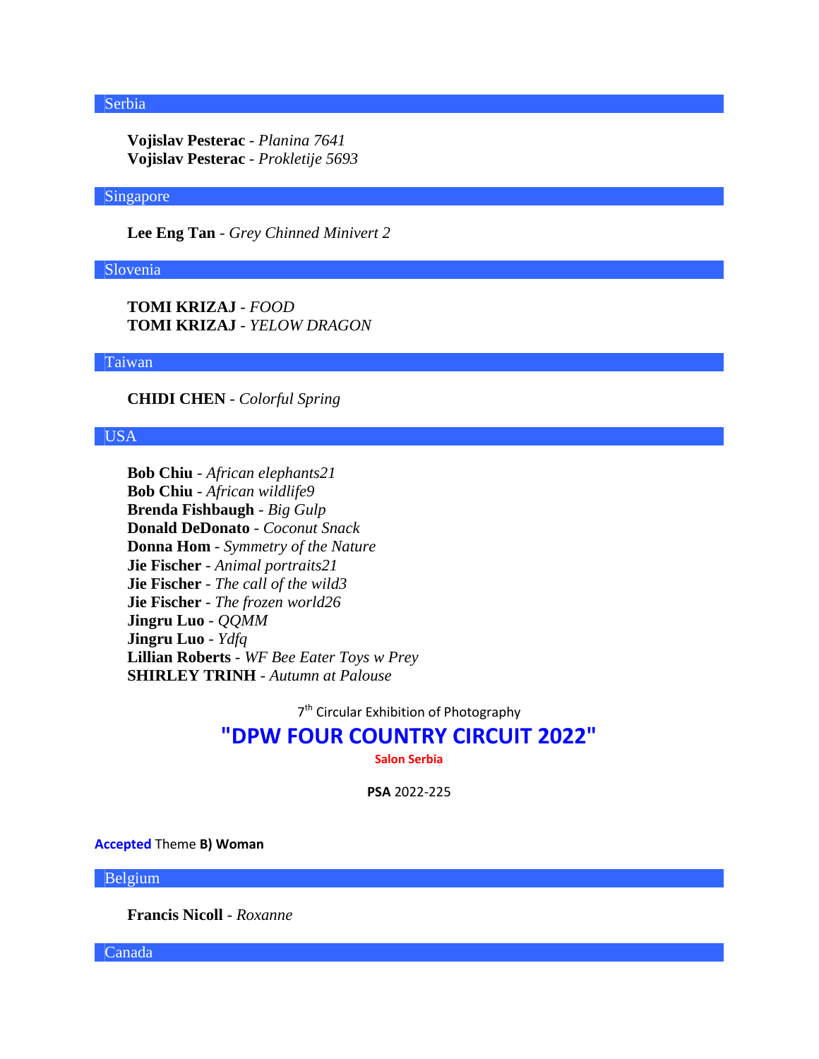## Serbia

**Vojislav Pesterac** - *Planina 7641*
**Vojislav Pesterac** - *Prokletije 5693*

## Singapore

**Lee Eng Tan** - *Grey Chinned Minivert 2*

## Slovenia

**TOMI KRIZAJ** - *FOOD*
**TOMI KRIZAJ** - *YELOW DRAGON*

## Taiwan

**CHIDI CHEN** - *Colorful Spring*

## USA

**Bob Chiu** - *African elephants21*
**Bob Chiu** - *African wildlife9*
**Brenda Fishbaugh** - *Big Gulp*
**Donald DeDonato** - *Coconut Snack*
**Donna Hom** - *Symmetry of the Nature*
**Jie Fischer** - *Animal portraits21*
**Jie Fischer** - *The call of the wild3*
**Jie Fischer** - *The frozen world26*
**Jingru Luo** - *QQMM*
**Jingru Luo** - *Ydfq*
**Lillian Roberts** - *WF Bee Eater Toys w Prey*
**SHIRLEY TRINH** - *Autumn at Palouse*

7th Circular Exhibition of Photography

# "DPW FOUR COUNTRY CIRCUIT 2022"

**Salon Serbia**

**PSA** 2022-225

**Accepted** Theme **B) Woman**

## Belgium

**Francis Nicoll** - *Roxanne*

## Canada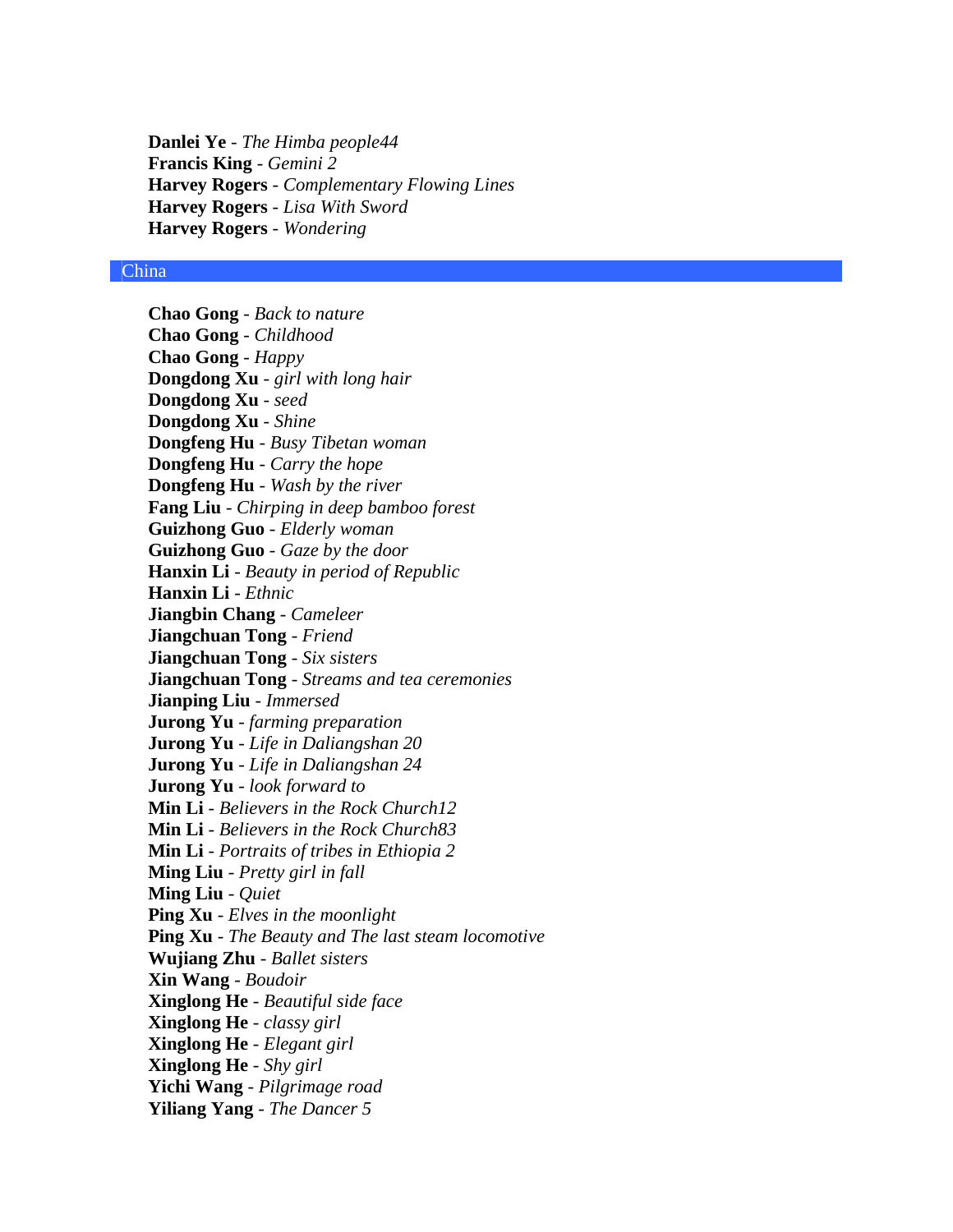**Danlei Ye** - *The Himba people44*  
**Francis King** - *Gemini 2*  
**Harvey Rogers** - *Complementary Flowing Lines*  
**Harvey Rogers** - *Lisa With Sword*  
**Harvey Rogers** - *Wondering*

## China

**Chao Gong** - *Back to nature*  
**Chao Gong** - *Childhood*  
**Chao Gong** - *Happy*  
**Dongdong Xu** - *girl with long hair*  
**Dongdong Xu** - *seed*  
**Dongdong Xu** - *Shine*  
**Dongfeng Hu** - *Busy Tibetan woman*  
**Dongfeng Hu** - *Carry the hope*  
**Dongfeng Hu** - *Wash by the river*  
**Fang Liu** - *Chirping in deep bamboo forest*  
**Guizhong Guo** - *Elderly woman*  
**Guizhong Guo** - *Gaze by the door*  
**Hanxin Li** - *Beauty in period of Republic*  
**Hanxin Li** - *Ethnic*  
**Jiangbin Chang** - *Cameleer*  
**Jiangchuan Tong** - *Friend*  
**Jiangchuan Tong** - *Six sisters*  
**Jiangchuan Tong** - *Streams and tea ceremonies*  
**Jianping Liu** - *Immersed*  
**Jurong Yu** - *farming preparation*  
**Jurong Yu** - *Life in Daliangshan 20*  
**Jurong Yu** - *Life in Daliangshan 24*  
**Jurong Yu** - *look forward to*  
**Min Li** - *Believers in the Rock Church12*  
**Min Li** - *Believers in the Rock Church83*  
**Min Li** - *Portraits of tribes in Ethiopia 2*  
**Ming Liu** - *Pretty girl in fall*  
**Ming Liu** - *Quiet*  
**Ping Xu** - *Elves in the moonlight*  
**Ping Xu** - *The Beauty and The last steam locomotive*  
**Wujiang Zhu** - *Ballet sisters*  
**Xin Wang** - *Boudoir*  
**Xinglong He** - *Beautiful side face*  
**Xinglong He** - *classy girl*  
**Xinglong He** - *Elegant girl*  
**Xinglong He** - *Shy girl*  
**Yichi Wang** - *Pilgrimage road*  
**Yiliang Yang** - *The Dancer 5*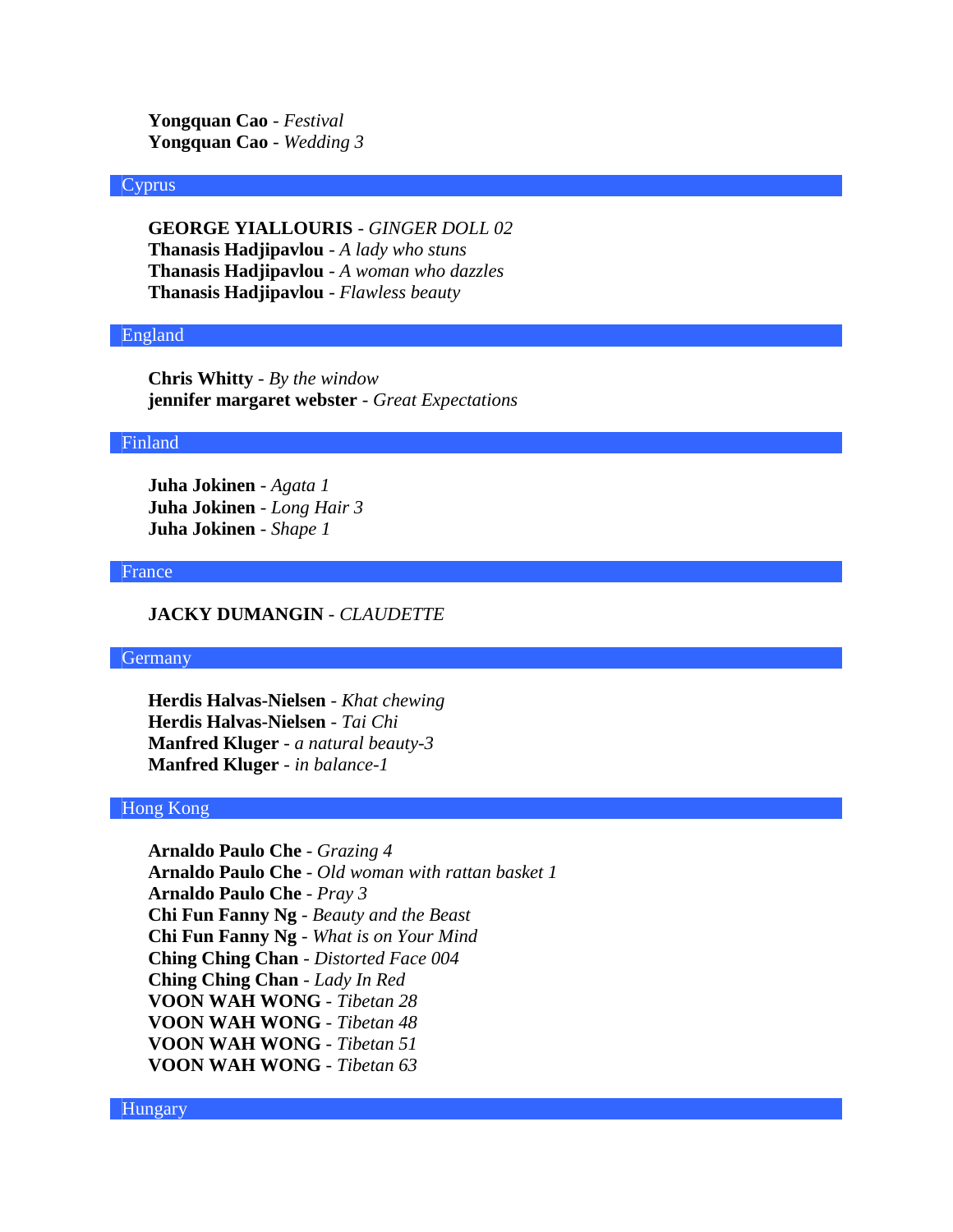**Yongquan Cao** - *Festival*
**Yongquan Cao** - *Wedding 3*

## Cyprus

**GEORGE YIALLOURIS** - *GINGER DOLL 02*
**Thanasis Hadjipavlou** - *A lady who stuns*
**Thanasis Hadjipavlou** - *A woman who dazzles*
**Thanasis Hadjipavlou** - *Flawless beauty*

## England

**Chris Whitty** - *By the window*
**jennifer margaret webster** - *Great Expectations*

## Finland

**Juha Jokinen** - *Agata 1*
**Juha Jokinen** - *Long Hair 3*
**Juha Jokinen** - *Shape 1*

## France

**JACKY DUMANGIN** - *CLAUDETTE*

## Germany

**Herdis Halvas-Nielsen** - *Khat chewing*
**Herdis Halvas-Nielsen** - *Tai Chi*
**Manfred Kluger** - *a natural beauty-3*
**Manfred Kluger** - *in balance-1*

## Hong Kong

**Arnaldo Paulo Che** - *Grazing 4*
**Arnaldo Paulo Che** - *Old woman with rattan basket 1*
**Arnaldo Paulo Che** - *Pray 3*
**Chi Fun Fanny Ng** - *Beauty and the Beast*
**Chi Fun Fanny Ng** - *What is on Your Mind*
**Ching Ching Chan** - *Distorted Face 004*
**Ching Ching Chan** - *Lady In Red*
**VOON WAH WONG** - *Tibetan 28*
**VOON WAH WONG** - *Tibetan 48*
**VOON WAH WONG** - *Tibetan 51*
**VOON WAH WONG** - *Tibetan 63*

## Hungary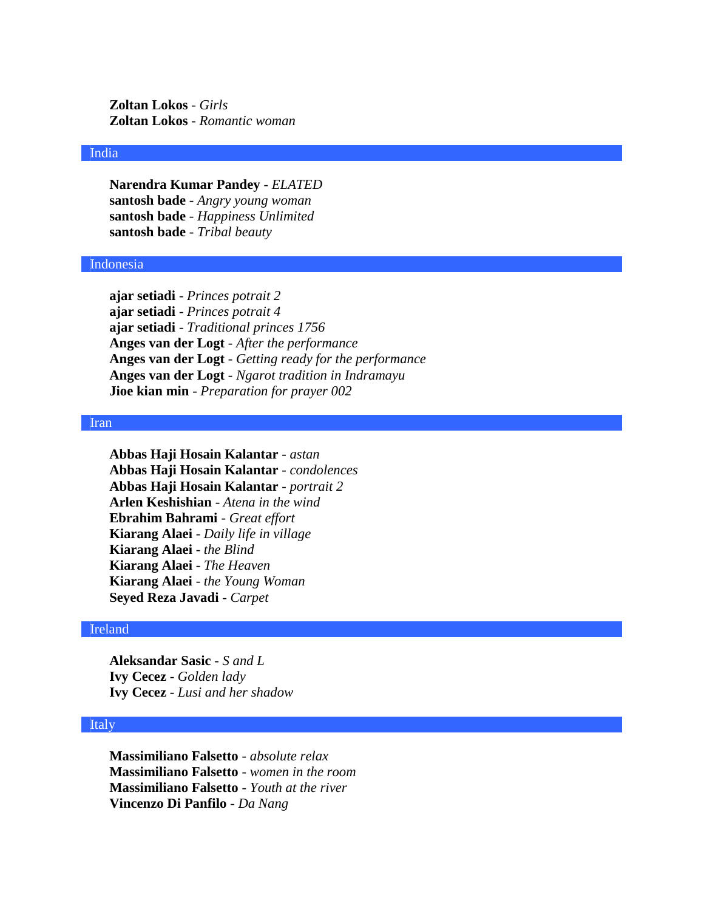**Zoltan Lokos** - *Girls*
**Zoltan Lokos** - *Romantic woman*

## India

**Narendra Kumar Pandey** - *ELATED*
**santosh bade** - *Angry young woman*
**santosh bade** - *Happiness Unlimited*
**santosh bade** - *Tribal beauty*

## Indonesia

**ajar setiadi** - *Princes potrait 2*
**ajar setiadi** - *Princes potrait 4*
**ajar setiadi** - *Traditional princes 1756*
**Anges van der Logt** - *After the performance*
**Anges van der Logt** - *Getting ready for the performance*
**Anges van der Logt** - *Ngarot tradition in Indramayu*
**Jioe kian min** - *Preparation for prayer 002*

## Iran

**Abbas Haji Hosain Kalantar** - *astan*
**Abbas Haji Hosain Kalantar** - *condolences*
**Abbas Haji Hosain Kalantar** - *portrait 2*
**Arlen Keshishian** - *Atena in the wind*
**Ebrahim Bahrami** - *Great effort*
**Kiarang Alaei** - *Daily life in village*
**Kiarang Alaei** - *the Blind*
**Kiarang Alaei** - *The Heaven*
**Kiarang Alaei** - *the Young Woman*
**Seyed Reza Javadi** - *Carpet*

## Ireland

**Aleksandar Sasic** - *S and L*
**Ivy Cecez** - *Golden lady*
**Ivy Cecez** - *Lusi and her shadow*

## Italy

**Massimiliano Falsetto** - *absolute relax*
**Massimiliano Falsetto** - *women in the room*
**Massimiliano Falsetto** - *Youth at the river*
**Vincenzo Di Panfilo** - *Da Nang*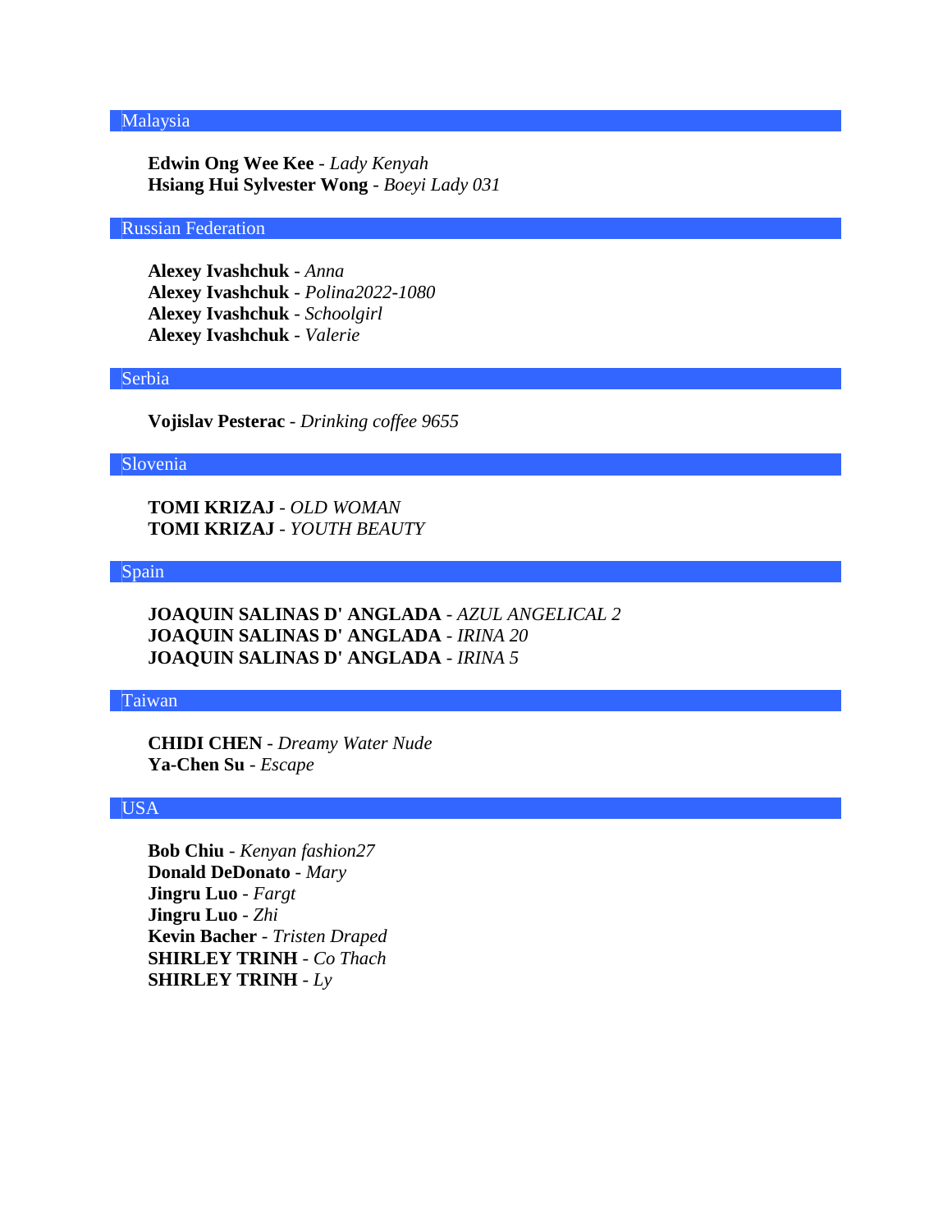## Malaysia

**Edwin Ong Wee Kee** - *Lady Kenyah*
**Hsiang Hui Sylvester Wong** - *Boeyi Lady 031*

## Russian Federation

**Alexey Ivashchuk** - *Anna*
**Alexey Ivashchuk** - *Polina2022-1080*
**Alexey Ivashchuk** - *Schoolgirl*
**Alexey Ivashchuk** - *Valerie*

## Serbia

**Vojislav Pesterac** - *Drinking coffee 9655*

## Slovenia

**TOMI KRIZAJ** - *OLD WOMAN*
**TOMI KRIZAJ** - *YOUTH BEAUTY*

## Spain

**JOAQUIN SALINAS D' ANGLADA** - *AZUL ANGELICAL 2*
**JOAQUIN SALINAS D' ANGLADA** - *IRINA 20*
**JOAQUIN SALINAS D' ANGLADA** - *IRINA 5*

## Taiwan

**CHIDI CHEN** - *Dreamy Water Nude*
**Ya-Chen Su** - *Escape*

## USA

**Bob Chiu** - *Kenyan fashion27*
**Donald DeDonato** - *Mary*
**Jingru Luo** - *Fargt*
**Jingru Luo** - *Zhi*
**Kevin Bacher** - *Tristen Draped*
**SHIRLEY TRINH** - *Co Thach*
**SHIRLEY TRINH** - *Ly*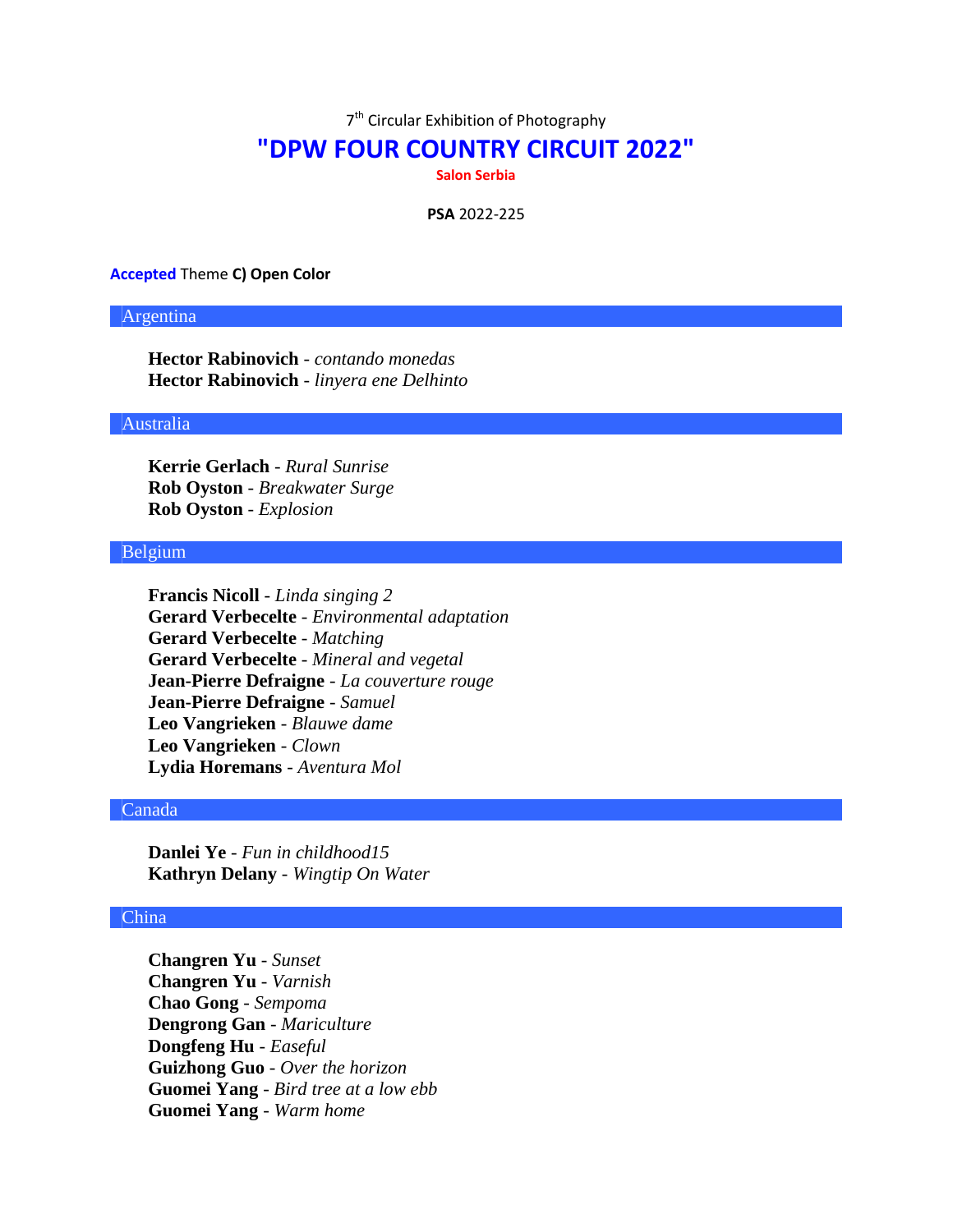7th Circular Exhibition of Photography

# "DPW FOUR COUNTRY CIRCUIT 2022"

**Salon Serbia**

**PSA** 2022-225

**Accepted** Theme **C) Open Color**

## Argentina

**Hector Rabinovich** - *contando monedas*
**Hector Rabinovich** - *linyera ene Delhinto*

## Australia

**Kerrie Gerlach** - *Rural Sunrise*
**Rob Oyston** - *Breakwater Surge*
**Rob Oyston** - *Explosion*

## Belgium

**Francis Nicoll** - *Linda singing 2*
**Gerard Verbecelte** - *Environmental adaptation*
**Gerard Verbecelte** - *Matching*
**Gerard Verbecelte** - *Mineral and vegetal*
**Jean-Pierre Defraigne** - *La couverture rouge*
**Jean-Pierre Defraigne** - *Samuel*
**Leo Vangrieken** - *Blauwe dame*
**Leo Vangrieken** - *Clown*
**Lydia Horemans** - *Aventura Mol*

## Canada

**Danlei Ye** - *Fun in childhood15*
**Kathryn Delany** - *Wingtip On Water*

## China

**Changren Yu** - *Sunset*
**Changren Yu** - *Varnish*
**Chao Gong** - *Sempoma*
**Dengrong Gan** - *Mariculture*
**Dongfeng Hu** - *Easeful*
**Guizhong Guo** - *Over the horizon*
**Guomei Yang** - *Bird tree at a low ebb*
**Guomei Yang** - *Warm home*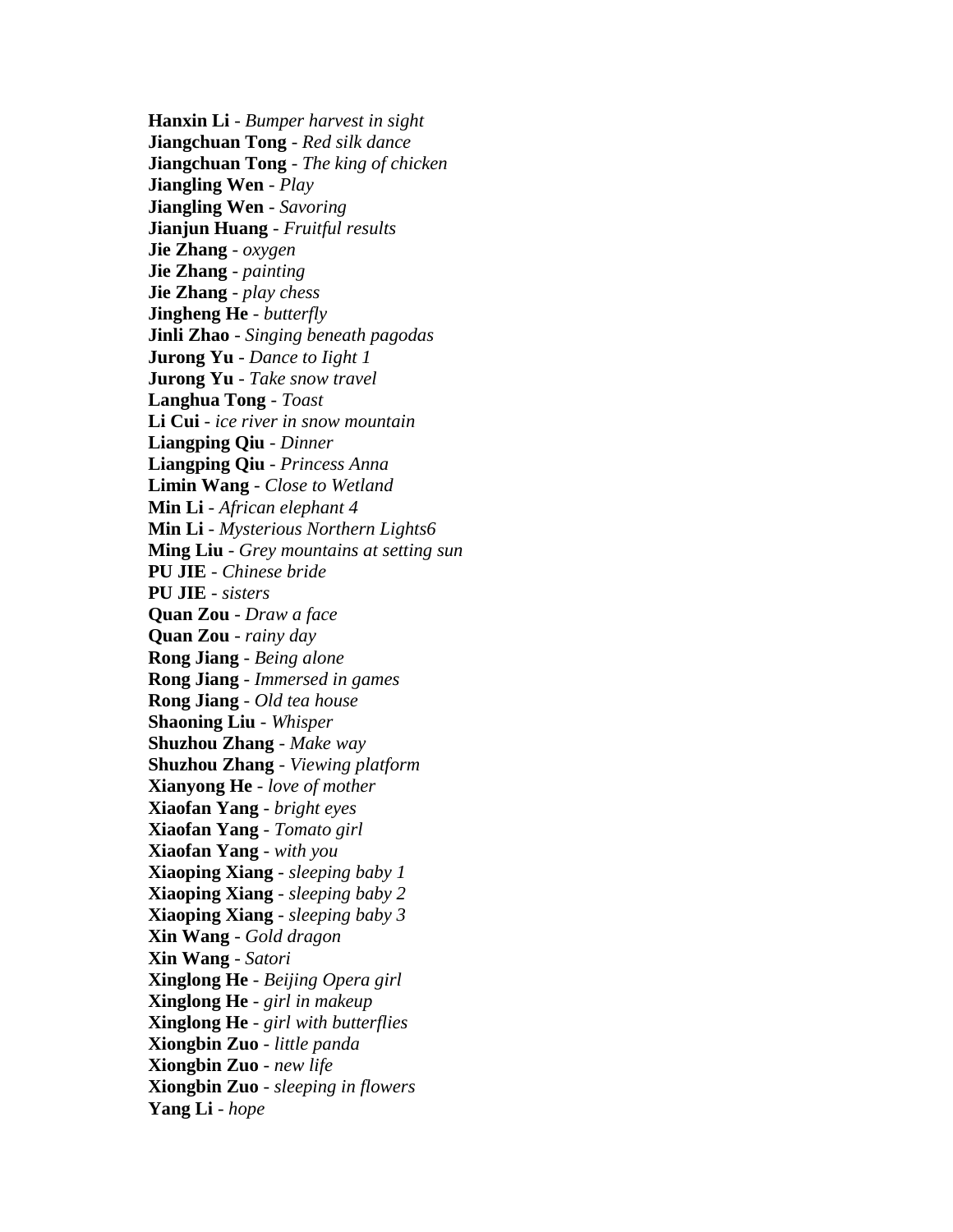**Hanxin Li** - *Bumper harvest in sight*
**Jiangchuan Tong** - *Red silk dance*
**Jiangchuan Tong** - *The king of chicken*
**Jiangling Wen** - *Play*
**Jiangling Wen** - *Savoring*
**Jianjun Huang** - *Fruitful results*
**Jie Zhang** - *oxygen*
**Jie Zhang** - *painting*
**Jie Zhang** - *play chess*
**Jingheng He** - *butterfly*
**Jinli Zhao** - *Singing beneath pagodas*
**Jurong Yu** - *Dance to Iight 1*
**Jurong Yu** - *Take snow travel*
**Langhua Tong** - *Toast*
**Li Cui** - *ice river in snow mountain*
**Liangping Qiu** - *Dinner*
**Liangping Qiu** - *Princess Anna*
**Limin Wang** - *Close to Wetland*
**Min Li** - *African elephant 4*
**Min Li** - *Mysterious Northern Lights6*
**Ming Liu** - *Grey mountains at setting sun*
**PU JIE** - *Chinese bride*
**PU JIE** - *sisters*
**Quan Zou** - *Draw a face*
**Quan Zou** - *rainy day*
**Rong Jiang** - *Being alone*
**Rong Jiang** - *Immersed in games*
**Rong Jiang** - *Old tea house*
**Shaoning Liu** - *Whisper*
**Shuzhou Zhang** - *Make way*
**Shuzhou Zhang** - *Viewing platform*
**Xianyong He** - *love of mother*
**Xiaofan Yang** - *bright eyes*
**Xiaofan Yang** - *Tomato girl*
**Xiaofan Yang** - *with you*
**Xiaoping Xiang** - *sleeping baby 1*
**Xiaoping Xiang** - *sleeping baby 2*
**Xiaoping Xiang** - *sleeping baby 3*
**Xin Wang** - *Gold dragon*
**Xin Wang** - *Satori*
**Xinglong He** - *Beijing Opera girl*
**Xinglong He** - *girl in makeup*
**Xinglong He** - *girl with butterflies*
**Xiongbin Zuo** - *little panda*
**Xiongbin Zuo** - *new life*
**Xiongbin Zuo** - *sleeping in flowers*
**Yang Li** - *hope*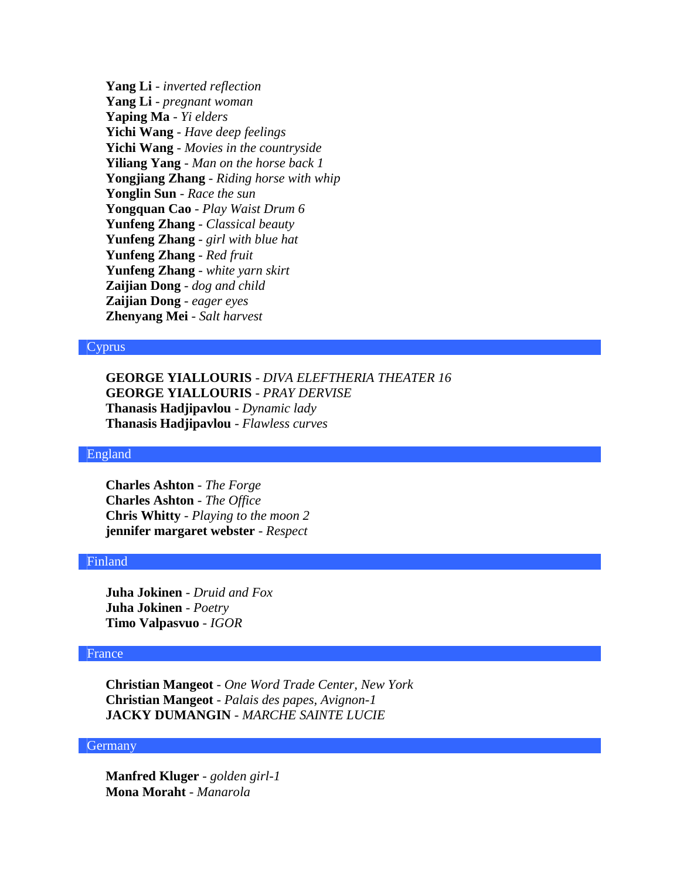**Yang Li** - *inverted reflection*
**Yang Li** - *pregnant woman*
**Yaping Ma** - *Yi elders*
**Yichi Wang** - *Have deep feelings*
**Yichi Wang** - *Movies in the countryside*
**Yiliang Yang** - *Man on the horse back 1*
**Yongjiang Zhang** - *Riding horse with whip*
**Yonglin Sun** - *Race the sun*
**Yongquan Cao** - *Play Waist Drum 6*
**Yunfeng Zhang** - *Classical beauty*
**Yunfeng Zhang** - *girl with blue hat*
**Yunfeng Zhang** - *Red fruit*
**Yunfeng Zhang** - *white yarn skirt*
**Zaijian Dong** - *dog and child*
**Zaijian Dong** - *eager eyes*
**Zhenyang Mei** - *Salt harvest*

## Cyprus

**GEORGE YIALLOURIS** - *DIVA ELEFTHERIA THEATER 16*
**GEORGE YIALLOURIS** - *PRAY DERVISE*
**Thanasis Hadjipavlou** - *Dynamic lady*
**Thanasis Hadjipavlou** - *Flawless curves*

## England

**Charles Ashton** - *The Forge*
**Charles Ashton** - *The Office*
**Chris Whitty** - *Playing to the moon 2*
**jennifer margaret webster** - *Respect*

## Finland

**Juha Jokinen** - *Druid and Fox*
**Juha Jokinen** - *Poetry*
**Timo Valpasvuo** - *IGOR*

## France

**Christian Mangeot** - *One Word Trade Center, New York*
**Christian Mangeot** - *Palais des papes, Avignon-1*
**JACKY DUMANGIN** - *MARCHE SAINTE LUCIE*

## Germany

**Manfred Kluger** - *golden girl-1*
**Mona Moraht** - *Manarola*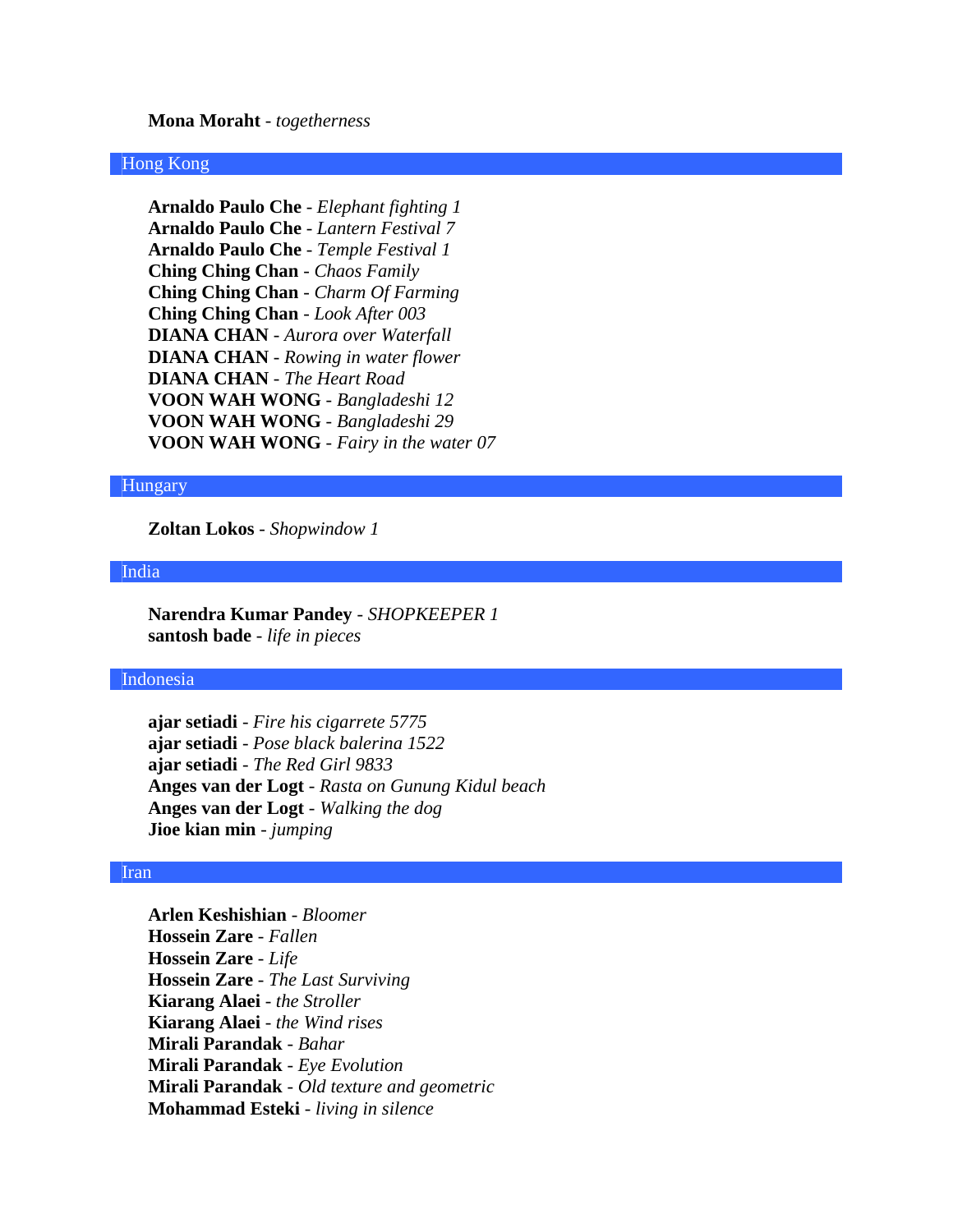**Mona Moraht** - *togetherness*

## Hong Kong

**Arnaldo Paulo Che** - *Elephant fighting 1*
**Arnaldo Paulo Che** - *Lantern Festival 7*
**Arnaldo Paulo Che** - *Temple Festival 1*
**Ching Ching Chan** - *Chaos Family*
**Ching Ching Chan** - *Charm Of Farming*
**Ching Ching Chan** - *Look After 003*
**DIANA CHAN** - *Aurora over Waterfall*
**DIANA CHAN** - *Rowing in water flower*
**DIANA CHAN** - *The Heart Road*
**VOON WAH WONG** - *Bangladeshi 12*
**VOON WAH WONG** - *Bangladeshi 29*
**VOON WAH WONG** - *Fairy in the water 07*

## Hungary

**Zoltan Lokos** - *Shopwindow 1*

## India

**Narendra Kumar Pandey** - *SHOPKEEPER 1*
**santosh bade** - *life in pieces*

## Indonesia

**ajar setiadi** - *Fire his cigarrete 5775*
**ajar setiadi** - *Pose black balerina 1522*
**ajar setiadi** - *The Red Girl 9833*
**Anges van der Logt** - *Rasta on Gunung Kidul beach*
**Anges van der Logt** - *Walking the dog*
**Jioe kian min** - *jumping*

## Iran

**Arlen Keshishian** - *Bloomer*
**Hossein Zare** - *Fallen*
**Hossein Zare** - *Life*
**Hossein Zare** - *The Last Surviving*
**Kiarang Alaei** - *the Stroller*
**Kiarang Alaei** - *the Wind rises*
**Mirali Parandak** - *Bahar*
**Mirali Parandak** - *Eye Evolution*
**Mirali Parandak** - *Old texture and geometric*
**Mohammad Esteki** - *living in silence*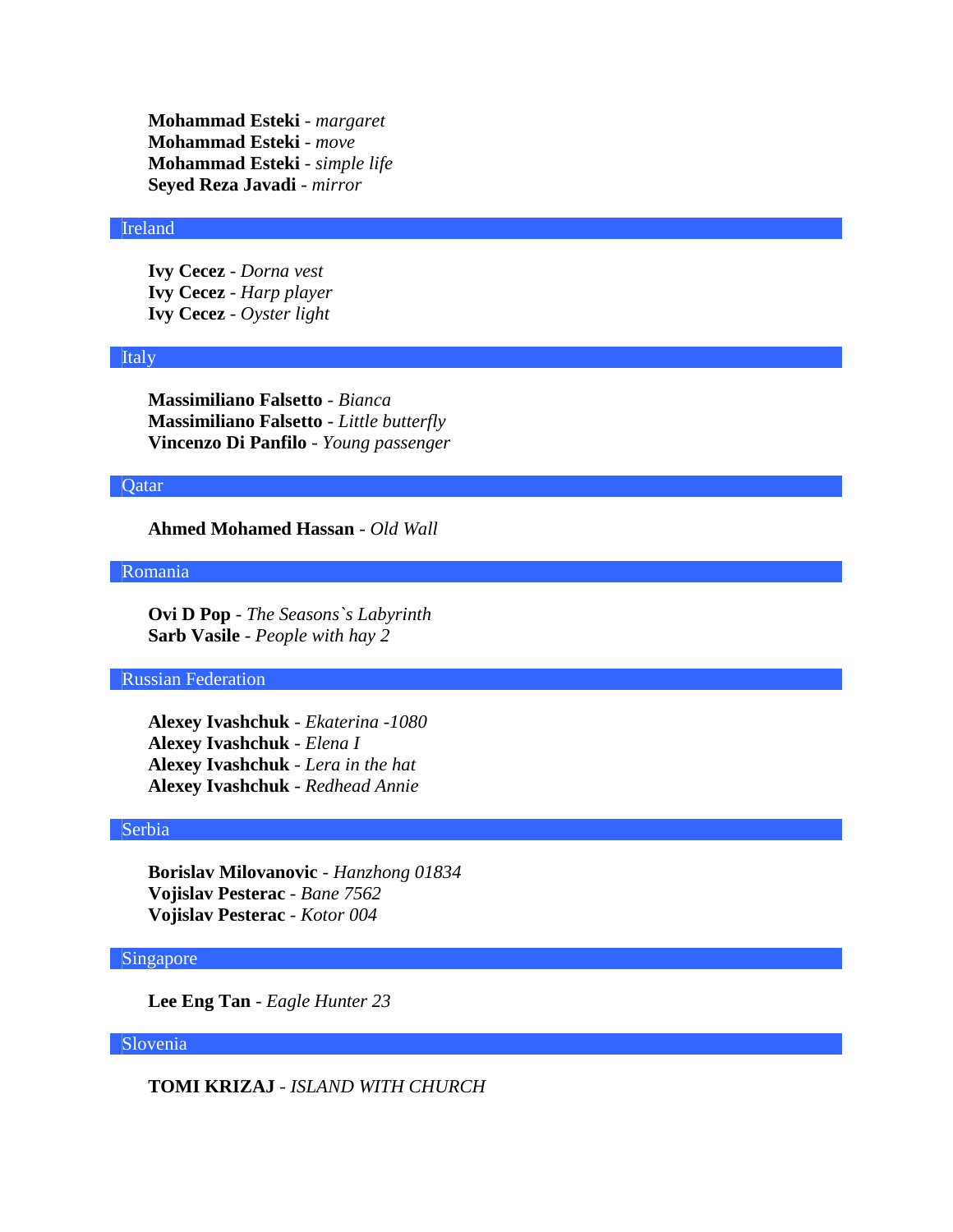**Mohammad Esteki** - *margaret*
**Mohammad Esteki** - *move*
**Mohammad Esteki** - *simple life*
**Seyed Reza Javadi** - *mirror*

## Ireland

**Ivy Cecez** - *Dorna vest*
**Ivy Cecez** - *Harp player*
**Ivy Cecez** - *Oyster light*

## Italy

**Massimiliano Falsetto** - *Bianca*
**Massimiliano Falsetto** - *Little butterfly*
**Vincenzo Di Panfilo** - *Young passenger*

## Qatar

**Ahmed Mohamed Hassan** - *Old Wall*

## Romania

**Ovi D Pop** - *The Seasons`s Labyrinth*
**Sarb Vasile** - *People with hay 2*

## Russian Federation

**Alexey Ivashchuk** - *Ekaterina -1080*
**Alexey Ivashchuk** - *Elena I*
**Alexey Ivashchuk** - *Lera in the hat*
**Alexey Ivashchuk** - *Redhead Annie*

## Serbia

**Borislav Milovanovic** - *Hanzhong 01834*
**Vojislav Pesterac** - *Bane 7562*
**Vojislav Pesterac** - *Kotor 004*

## Singapore

**Lee Eng Tan** - *Eagle Hunter 23*

## Slovenia

**TOMI KRIZAJ** - *ISLAND WITH CHURCH*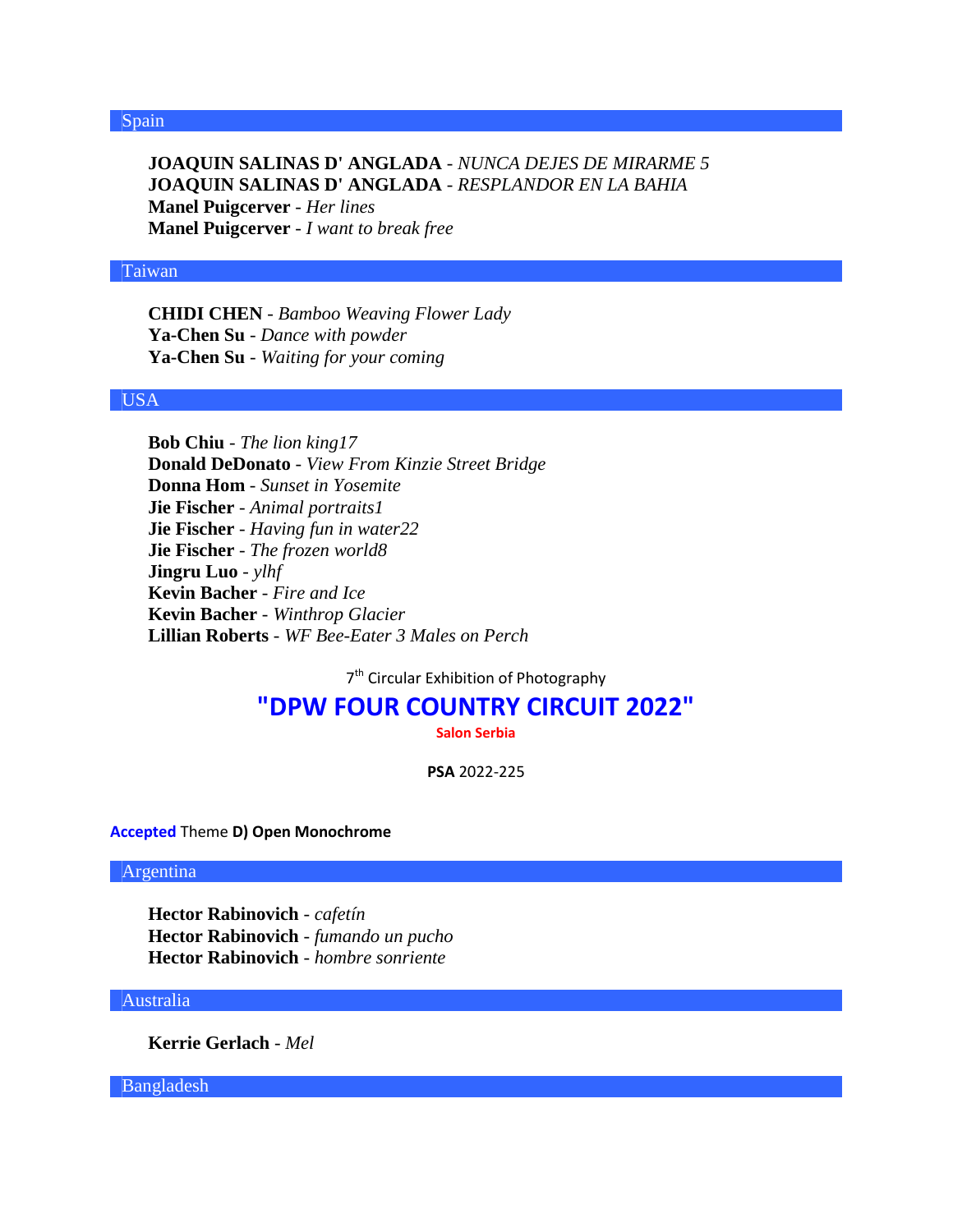## Spain

**JOAQUIN SALINAS D' ANGLADA** - *NUNCA DEJES DE MIRARME 5*
**JOAQUIN SALINAS D' ANGLADA** - *RESPLANDOR EN LA BAHIA*
**Manel Puigcerver** - *Her lines*
**Manel Puigcerver** - *I want to break free*

## Taiwan

**CHIDI CHEN** - *Bamboo Weaving Flower Lady*
**Ya-Chen Su** - *Dance with powder*
**Ya-Chen Su** - *Waiting for your coming*

## USA

**Bob Chiu** - *The lion king17*
**Donald DeDonato** - *View From Kinzie Street Bridge*
**Donna Hom** - *Sunset in Yosemite*
**Jie Fischer** - *Animal portraits1*
**Jie Fischer** - *Having fun in water22*
**Jie Fischer** - *The frozen world8*
**Jingru Luo** - *ylhf*
**Kevin Bacher** - *Fire and Ice*
**Kevin Bacher** - *Winthrop Glacier*
**Lillian Roberts** - *WF Bee-Eater 3 Males on Perch*

7th Circular Exhibition of Photography

# "DPW FOUR COUNTRY CIRCUIT 2022"

**Salon Serbia**

**PSA** 2022-225

**Accepted** Theme **D) Open Monochrome**

## Argentina

**Hector Rabinovich** - *cafetín*
**Hector Rabinovich** - *fumando un pucho*
**Hector Rabinovich** - *hombre sonriente*

## Australia

**Kerrie Gerlach** - *Mel*

## Bangladesh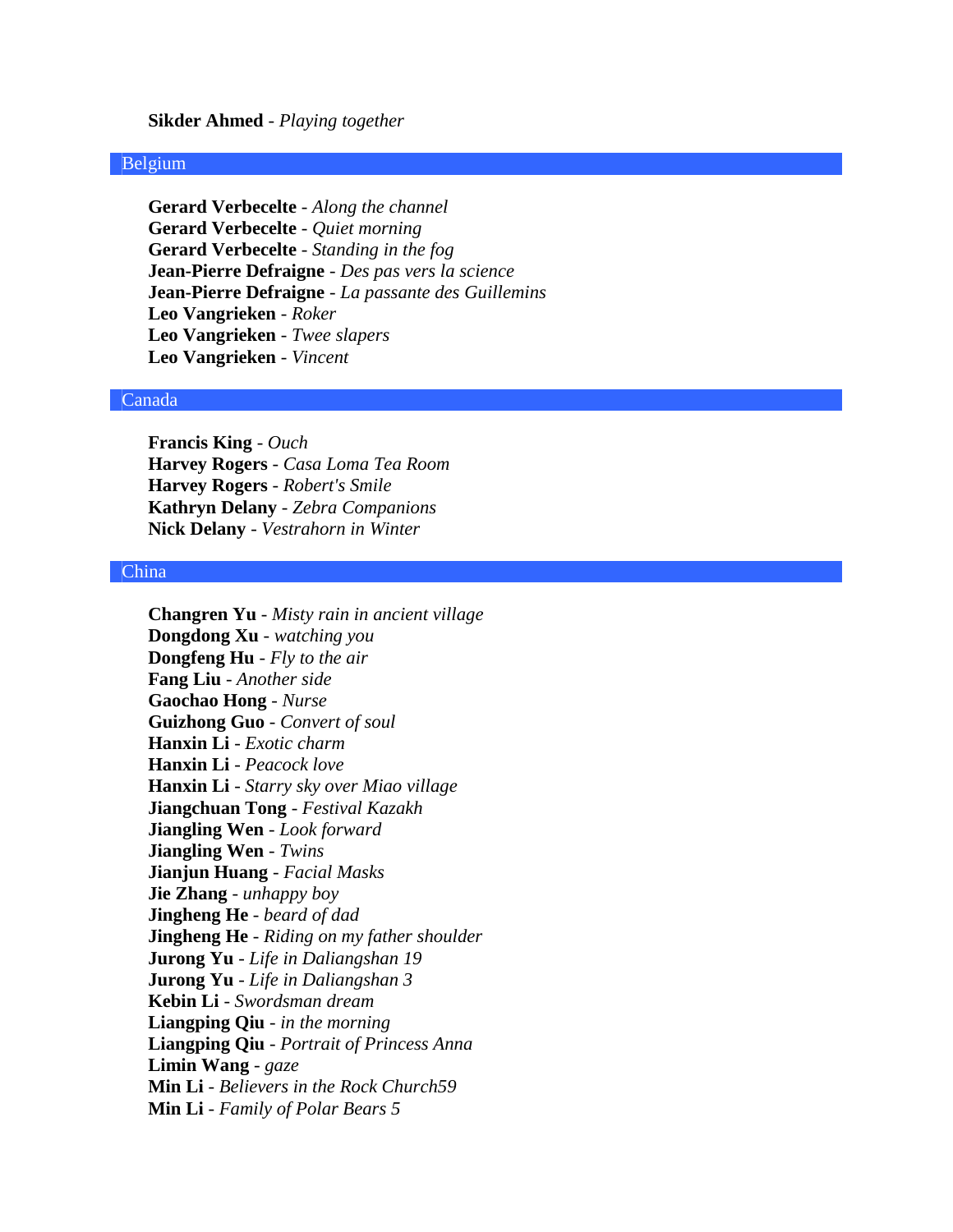**Sikder Ahmed** - *Playing together*

## Belgium

**Gerard Verbecelte** - *Along the channel*
**Gerard Verbecelte** - *Quiet morning*
**Gerard Verbecelte** - *Standing in the fog*
**Jean-Pierre Defraigne** - *Des pas vers la science*
**Jean-Pierre Defraigne** - *La passante des Guillemins*
**Leo Vangrieken** - *Roker*
**Leo Vangrieken** - *Twee slapers*
**Leo Vangrieken** - *Vincent*

## Canada

**Francis King** - *Ouch*
**Harvey Rogers** - *Casa Loma Tea Room*
**Harvey Rogers** - *Robert's Smile*
**Kathryn Delany** - *Zebra Companions*
**Nick Delany** - *Vestrahorn in Winter*

## China

**Changren Yu** - *Misty rain in ancient village*
**Dongdong Xu** - *watching you*
**Dongfeng Hu** - *Fly to the air*
**Fang Liu** - *Another side*
**Gaochao Hong** - *Nurse*
**Guizhong Guo** - *Convert of soul*
**Hanxin Li** - *Exotic charm*
**Hanxin Li** - *Peacock love*
**Hanxin Li** - *Starry sky over Miao village*
**Jiangchuan Tong** - *Festival Kazakh*
**Jiangling Wen** - *Look forward*
**Jiangling Wen** - *Twins*
**Jianjun Huang** - *Facial Masks*
**Jie Zhang** - *unhappy boy*
**Jingheng He** - *beard of dad*
**Jingheng He** - *Riding on my father shoulder*
**Jurong Yu** - *Life in Daliangshan 19*
**Jurong Yu** - *Life in Daliangshan 3*
**Kebin Li** - *Swordsman dream*
**Liangping Qiu** - *in the morning*
**Liangping Qiu** - *Portrait of Princess Anna*
**Limin Wang** - *gaze*
**Min Li** - *Believers in the Rock Church59*
**Min Li** - *Family of Polar Bears 5*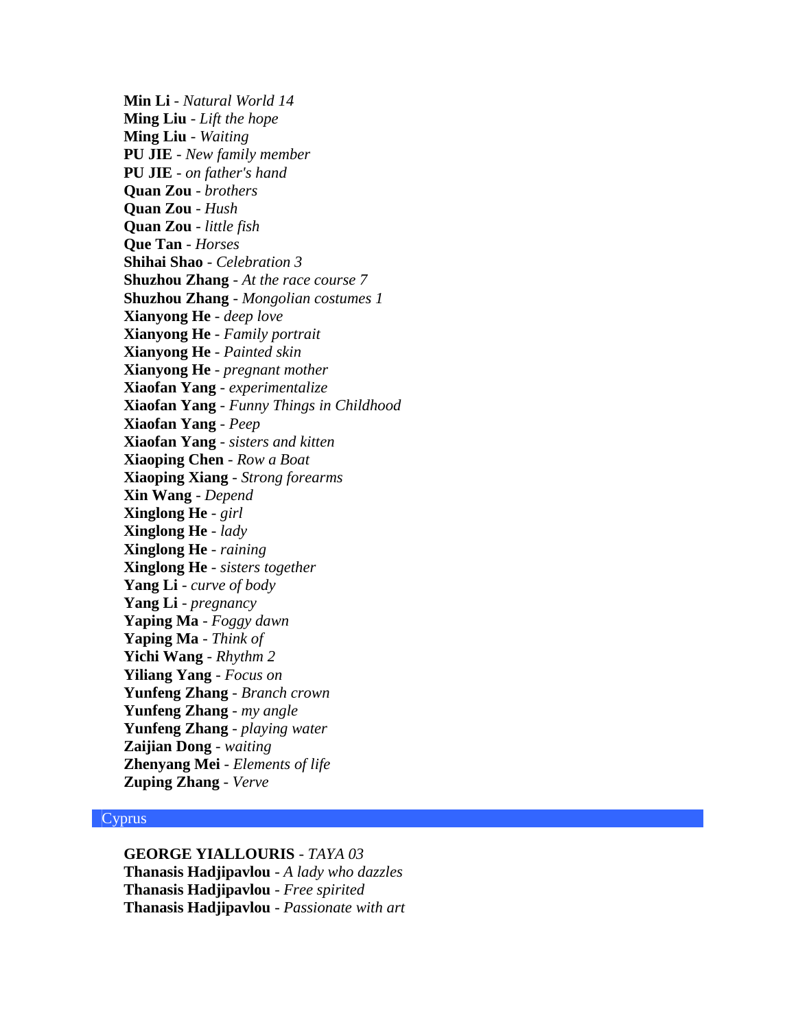**Min Li** - *Natural World 14*
**Ming Liu** - *Lift the hope*
**Ming Liu** - *Waiting*
**PU JIE** - *New family member*
**PU JIE** - *on father's hand*
**Quan Zou** - *brothers*
**Quan Zou** - *Hush*
**Quan Zou** - *little fish*
**Que Tan** - *Horses*
**Shihai Shao** - *Celebration 3*
**Shuzhou Zhang** - *At the race course 7*
**Shuzhou Zhang** - *Mongolian costumes 1*
**Xianyong He** - *deep love*
**Xianyong He** - *Family portrait*
**Xianyong He** - *Painted skin*
**Xianyong He** - *pregnant mother*
**Xiaofan Yang** - *experimentalize*
**Xiaofan Yang** - *Funny Things in Childhood*
**Xiaofan Yang** - *Peep*
**Xiaofan Yang** - *sisters and kitten*
**Xiaoping Chen** - *Row a Boat*
**Xiaoping Xiang** - *Strong forearms*
**Xin Wang** - *Depend*
**Xinglong He** - *girl*
**Xinglong He** - *lady*
**Xinglong He** - *raining*
**Xinglong He** - *sisters together*
**Yang Li** - *curve of body*
**Yang Li** - *pregnancy*
**Yaping Ma** - *Foggy dawn*
**Yaping Ma** - *Think of*
**Yichi Wang** - *Rhythm 2*
**Yiliang Yang** - *Focus on*
**Yunfeng Zhang** - *Branch crown*
**Yunfeng Zhang** - *my angle*
**Yunfeng Zhang** - *playing water*
**Zaijian Dong** - *waiting*
**Zhenyang Mei** - *Elements of life*
**Zuping Zhang** - *Verve*

## Cyprus

**GEORGE YIALLOURIS** - *TAYA 03*
**Thanasis Hadjipavlou** - *A lady who dazzles*
**Thanasis Hadjipavlou** - *Free spirited*
**Thanasis Hadjipavlou** - *Passionate with art*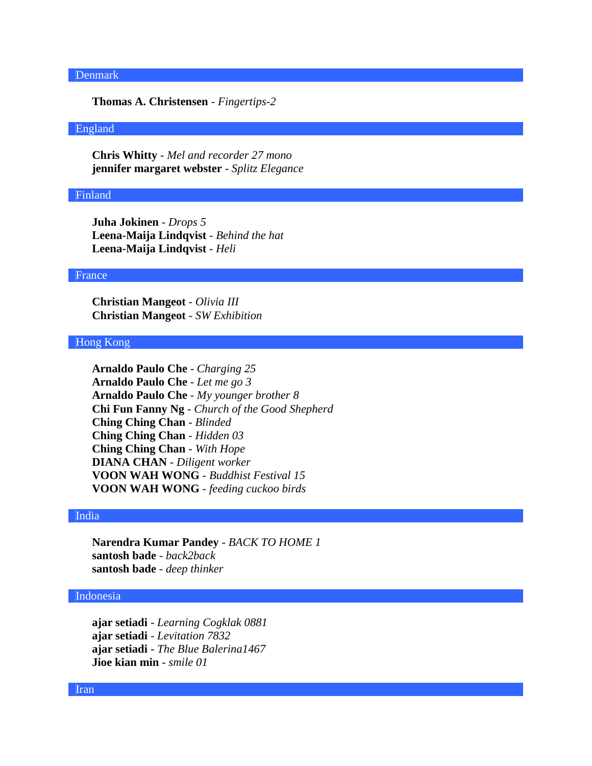## Denmark

**Thomas A. Christensen** - *Fingertips-2*

## England

**Chris Whitty** - *Mel and recorder 27 mono*
**jennifer margaret webster** - *Splitz Elegance*

## Finland

**Juha Jokinen** - *Drops 5*
**Leena-Maija Lindqvist** - *Behind the hat*
**Leena-Maija Lindqvist** - *Heli*

## France

**Christian Mangeot** - *Olivia III*
**Christian Mangeot** - *SW Exhibition*

## Hong Kong

**Arnaldo Paulo Che** - *Charging 25*
**Arnaldo Paulo Che** - *Let me go 3*
**Arnaldo Paulo Che** - *My younger brother 8*
**Chi Fun Fanny Ng** - *Church of the Good Shepherd*
**Ching Ching Chan** - *Blinded*
**Ching Ching Chan** - *Hidden 03*
**Ching Ching Chan** - *With Hope*
**DIANA CHAN** - *Diligent worker*
**VOON WAH WONG** - *Buddhist Festival 15*
**VOON WAH WONG** - *feeding cuckoo birds*

## India

**Narendra Kumar Pandey** - *BACK TO HOME 1*
**santosh bade** - *back2back*
**santosh bade** - *deep thinker*

## Indonesia

**ajar setiadi** - *Learning Cogklak 0881*
**ajar setiadi** - *Levitation 7832*
**ajar setiadi** - *The Blue Balerina1467*
**Jioe kian min** - *smile 01*

## Iran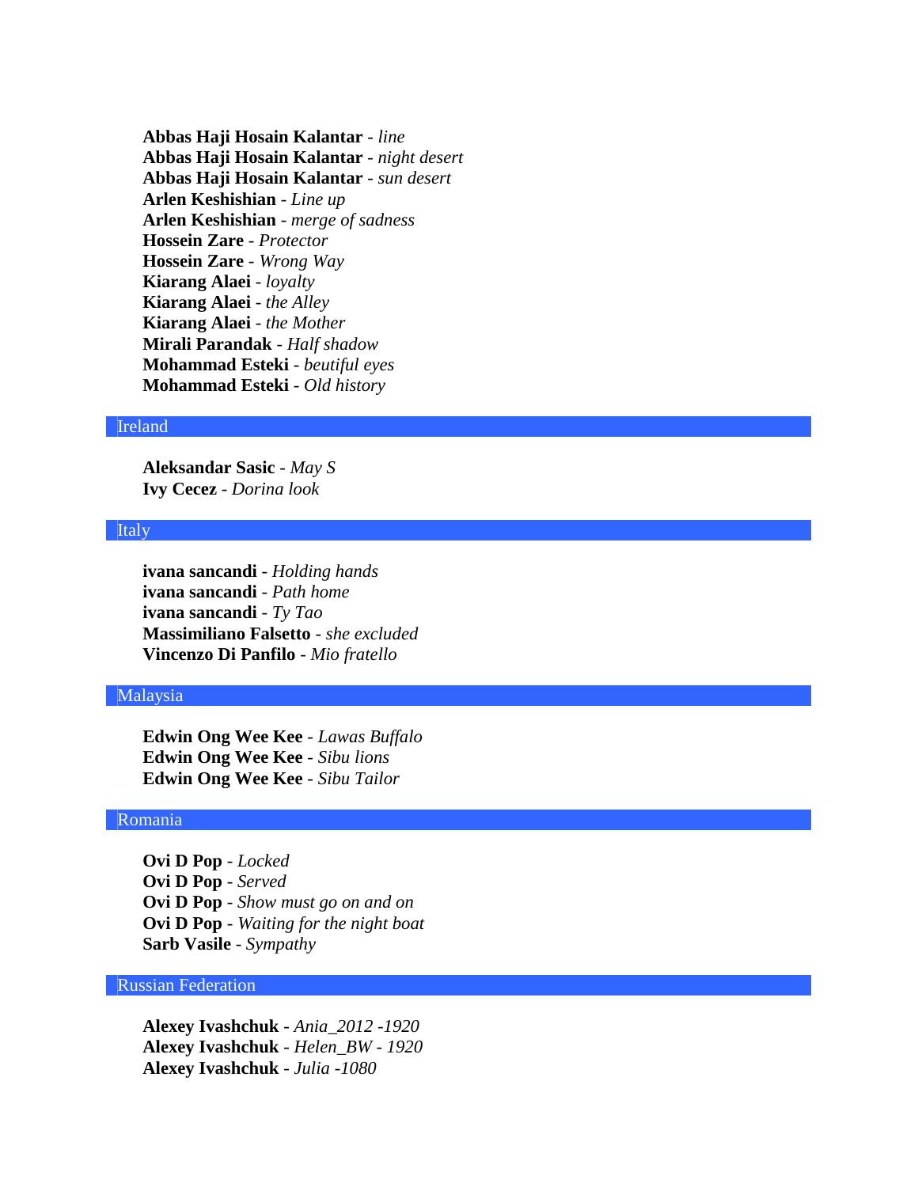**Abbas Haji Hosain Kalantar** - *line*
**Abbas Haji Hosain Kalantar** - *night desert*
**Abbas Haji Hosain Kalantar** - *sun desert*
**Arlen Keshishian** - *Line up*
**Arlen Keshishian** - *merge of sadness*
**Hossein Zare** - *Protector*
**Hossein Zare** - *Wrong Way*
**Kiarang Alaei** - *loyalty*
**Kiarang Alaei** - *the Alley*
**Kiarang Alaei** - *the Mother*
**Mirali Parandak** - *Half shadow*
**Mohammad Esteki** - *beutiful eyes*
**Mohammad Esteki** - *Old history*

## Ireland

**Aleksandar Sasic** - *May S*
**Ivy Cecez** - *Dorina look*

## Italy

**ivana sancandi** - *Holding hands*
**ivana sancandi** - *Path home*
**ivana sancandi** - *Ty Tao*
**Massimiliano Falsetto** - *she excluded*
**Vincenzo Di Panfilo** - *Mio fratello*

## Malaysia

**Edwin Ong Wee Kee** - *Lawas Buffalo*
**Edwin Ong Wee Kee** - *Sibu lions*
**Edwin Ong Wee Kee** - *Sibu Tailor*

## Romania

**Ovi D Pop** - *Locked*
**Ovi D Pop** - *Served*
**Ovi D Pop** - *Show must go on and on*
**Ovi D Pop** - *Waiting for the night boat*
**Sarb Vasile** - *Sympathy*

## Russian Federation

**Alexey Ivashchuk** - *Ania_2012 -1920*
**Alexey Ivashchuk** - *Helen_BW - 1920*
**Alexey Ivashchuk** - *Julia -1080*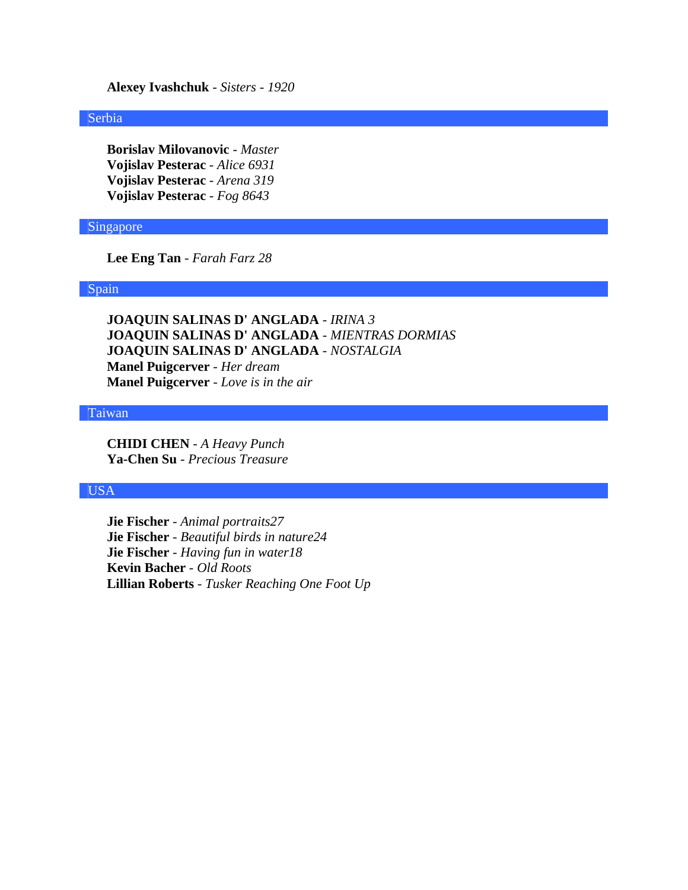**Alexey Ivashchuk** - *Sisters - 1920*

## Serbia

**Borislav Milovanovic** - *Master*
**Vojislav Pesterac** - *Alice 6931*
**Vojislav Pesterac** - *Arena 319*
**Vojislav Pesterac** - *Fog 8643*

## Singapore

**Lee Eng Tan** - *Farah Farz 28*

## Spain

**JOAQUIN SALINAS D' ANGLADA** - *IRINA 3*
**JOAQUIN SALINAS D' ANGLADA** - *MIENTRAS DORMIAS*
**JOAQUIN SALINAS D' ANGLADA** - *NOSTALGIA*
**Manel Puigcerver** - *Her dream*
**Manel Puigcerver** - *Love is in the air*

## Taiwan

**CHIDI CHEN** - *A Heavy Punch*
**Ya-Chen Su** - *Precious Treasure*

## USA

**Jie Fischer** - *Animal portraits27*
**Jie Fischer** - *Beautiful birds in nature24*
**Jie Fischer** - *Having fun in water18*
**Kevin Bacher** - *Old Roots*
**Lillian Roberts** - *Tusker Reaching One Foot Up*